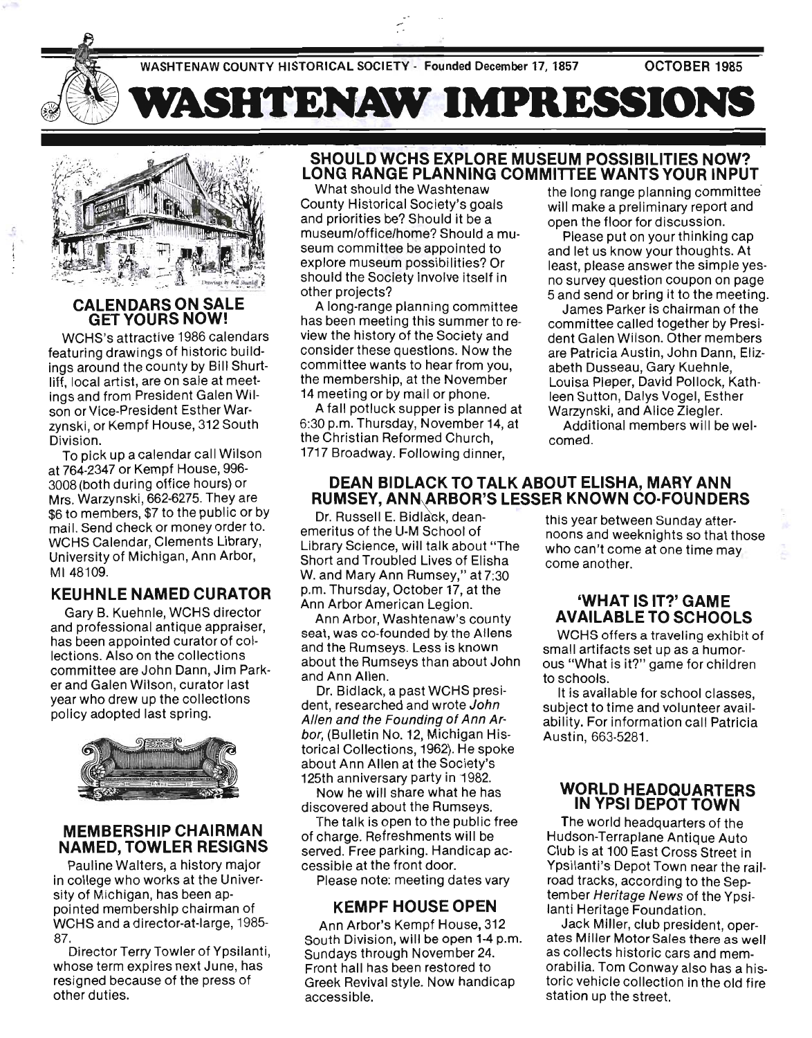WASHTENAW COUNTY HISTORICAL SOCIETY - Founded December 17, 1857 — OCTOBER 1985

# WASHTENAW IMPRESSIONS

## CALENDARS ON SALE GET YOURS NOW!

WCHS's attractive 1986 calendars featuring drawings of historic buildings around the county by Bill Shurtliff, local artist, are on sale at meetings and from President Galen Wilson or Vice-President Esther Warzynski, or Kempf House, 312 South Division.

To pick up a calendar call Wilson at 764-2347 or Kempf House, 996-3008 (both during office hours) or Mrs. Warzynski, 662-6275. They are $6 to members, $7 to the public or by mail. Send check or money order to. WCHS Calendar, Clements Library, University of Michigan, Ann Arbor, MI 48109.

## KEUHNLE NAMED CURATOR

Gary B. Kuehnle, WCHS director and professional antique appraiser, has been appointed curator of collections. Also on the collections committee are John Dann, Jim Parker and Galen Wilson, curator last year who drew up the collections policy adopted last spring.

## MEMBERSHIP CHAIRMAN NAMED, TOWLER RESIGNS

Pauline Walters, a history major in college who works at the University of Michigan, has been appointed membership chairman of WCHS and a director-at-large, 1985-87.

Director Terry Towler of Ypsilanti, whose term expires next June, has resigned because of the press of other duties.

## SHOULD WCHS EXPLORE MUSEUM POSSIBILITIES NOW? LONG RANGE PLANNING COMMITTEE WANTS YOUR INPUT

What should the Washtenaw County Historical Society's goals and priorities be? Should it be a museum/office/home? Should a museum committee be appointed to explore museum possibilities? Or should the Society involve itself in other projects?

A long-range planning committee has been meeting this summer to review the history of the Society and consider these questions. Now the committee wants to hear from you, the membership, at the November 14 meeting or by mail or phone.

A fall potluck supper is planned at 6:30 p.m. Thursday, November 14, at the Christian Reformed Church, 1717 Broadway. Following dinner, the long range planning committee will make a preliminary report and open the floor for discussion.

Please put on your thinking cap and let us know your thoughts. At least, please answer the simple yes-no survey question coupon on page 5 and send or bring it to the meeting.

James Parker is chairman of the committee called together by President Galen Wilson. Other members are Patricia Austin, John Dann, Elizabeth Dusseau, Gary Kuehnle, Louisa Pieper, David Pollock, Kathleen Sutton, Dalys Vogel, Esther Warzynski, and Alice Ziegler.

Additional members will be welcomed.

## DEAN BIDLACK TO TALK ABOUT ELISHA, MARY ANN RUMSEY, ANN ARBOR'S LESSER KNOWN CO-FOUNDERS

Dr. Russell E. Bidlack, dean-emeritus of the U-M School of Library Science, will talk about "The Short and Troubled Lives of Elisha W. and Mary Ann Rumsey," at 7:30 p.m. Thursday, October 17, at the Ann Arbor American Legion.

Ann Arbor, Washtenaw's county seat, was co-founded by the Allens and the Rumseys. Less is known about the Rumseys than about John and Ann Allen.

Dr. Bidlack, a past WCHS president, researched and wrote *John Allen and the Founding of Ann Arbor*, (Bulletin No. 12, Michigan Historical Collections, 1962). He spoke about Ann Allen at the Society's 125th anniversary party in 1982.

Now he will share what he has discovered about the Rumseys.

The talk is open to the public free of charge. Refreshments will be served. Free parking. Handicap accessible at the front door.

Please note: meeting dates vary this year between Sunday afternoons and weeknights so that those who can't come at one time may come another.

## KEMPF HOUSE OPEN

Ann Arbor's Kempf House, 312 South Division, will be open 1-4 p.m. Sundays through November 24. Front hall has been restored to Greek Revival style. Now handicap accessible.

## 'WHAT IS IT?' GAME AVAILABLE TO SCHOOLS

WCHS offers a traveling exhibit of small artifacts set up as a humorous "What is it?" game for children to schools.

It is available for school classes, subject to time and volunteer availability. For information call Patricia Austin, 663-5281.

## WORLD HEADQUARTERS IN YPSI DEPOT TOWN

The world headquarters of the Hudson-Terraplane Antique Auto Club is at 100 East Cross Street in Ypsilanti's Depot Town near the railroad tracks, according to the September *Heritage News* of the Ypsilanti Heritage Foundation.

Jack Miller, club president, operates Miller Motor Sales there as well as collects historic cars and memorabilia. Tom Conway also has a historic vehicle collection in the old fire station up the street.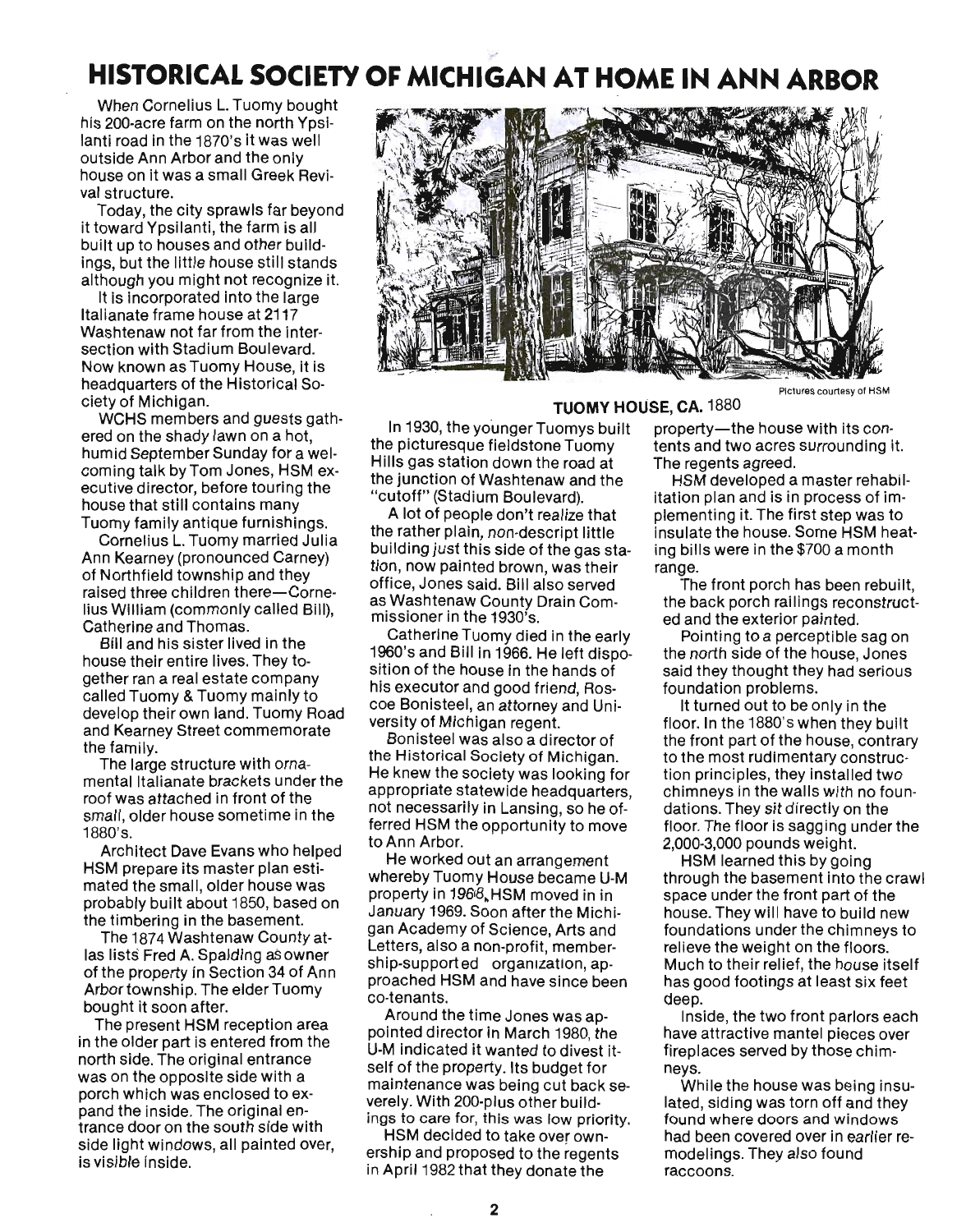# HISTORICAL SOCIETY OF MICHIGAN AT HOME IN ANN ARBOR

When Cornelius L. Tuomy bought his 200-acre farm on the north Ypsilanti road in the 1870's it was well outside Ann Arbor and the only house on it was a small Greek Revival structure.

Today, the city sprawls far beyond it toward Ypsilanti, the farm is all built up to houses and other buildings, but the little house still stands although you might not recognize it.

It is incorporated into the large Italianate frame house at 2117 Washtenaw not far from the intersection with Stadium Boulevard. Now known as Tuomy House, it is headquarters of the Historical Society of Michigan.

WCHS members and guests gathered on the shady lawn on a hot, humid September Sunday for a welcoming talk by Tom Jones, HSM executive director, before touring the house that still contains many Tuomy family antique furnishings.

Cornelius L. Tuomy married Julia Ann Kearney (pronounced Carney) of Northfield township and they raised three children there—Cornelius William (commonly called Bill), Catherine and Thomas.

Bill and his sister lived in the house their entire lives. They together ran a real estate company called Tuomy & Tuomy mainly to develop their own land. Tuomy Road and Kearney Street commemorate the family.

The large structure with ornamental Italianate brackets under the roof was attached in front of the small, older house sometime in the 1880's.

Architect Dave Evans who helped HSM prepare its master plan estimated the small, older house was probably built about 1850, based on the timbering in the basement.

The 1874 Washtenaw County atlas lists Fred A. Spalding as owner of the property in Section 34 of Ann Arbor township. The elder Tuomy bought it soon after.

The present HSM reception area in the older part is entered from the north side. The original entrance was on the opposite side with a porch which was enclosed to expand the inside. The original entrance door on the south side with side light windows, all painted over, is visible inside.

Pictures courtesy of HSM

**TUOMY HOUSE, CA. 1880**

In 1930, the younger Tuomys built the picturesque fieldstone Tuomy Hills gas station down the road at the junction of Washtenaw and the "cutoff" (Stadium Boulevard).

A lot of people don't realize that the rather plain, non-descript little building just this side of the gas station, now painted brown, was their office, Jones said. Bill also served as Washtenaw County Drain Commissioner in the 1930's.

Catherine Tuomy died in the early 1960's and Bill in 1966. He left disposition of the house in the hands of his executor and good friend, Roscoe Bonisteel, an attorney and University of Michigan regent.

Bonisteel was also a director of the Historical Society of Michigan. He knew the society was looking for appropriate statewide headquarters, not necessarily in Lansing, so he offered HSM the opportunity to move to Ann Arbor.

He worked out an arrangement whereby Tuomy House became U-M property in 1968. HSM moved in in January 1969. Soon after the Michigan Academy of Science, Arts and Letters, also a non-profit, membership-supported organization, approached HSM and have since been co-tenants.

Around the time Jones was appointed director in March 1980, the U-M indicated it wanted to divest itself of the property. Its budget for maintenance was being cut back severely. With 200-plus other buildings to care for, this was low priority.

HSM decided to take over ownership and proposed to the regents in April 1982 that they donate the property—the house with its contents and two acres surrounding it. The regents agreed.

HSM developed a master rehabilitation plan and is in process of implementing it. The first step was to insulate the house. Some HSM heating bills were in the $700 a month range.

The front porch has been rebuilt, the back porch railings reconstructed and the exterior painted.

Pointing to a perceptible sag on the north side of the house, Jones said they thought they had serious foundation problems.

It turned out to be only in the floor. In the 1880's when they built the front part of the house, contrary to the most rudimentary construction principles, they installed two chimneys in the walls with no foundations. They sit directly on the floor. The floor is sagging under the 2,000-3,000 pounds weight.

HSM learned this by going through the basement into the crawl space under the front part of the house. They will have to build new foundations under the chimneys to relieve the weight on the floors. Much to their relief, the house itself has good footings at least six feet deep.

Inside, the two front parlors each have attractive mantel pieces over fireplaces served by those chimneys.

While the house was being insulated, siding was torn off and they found where doors and windows had been covered over in earlier remodelings. They also found raccoons.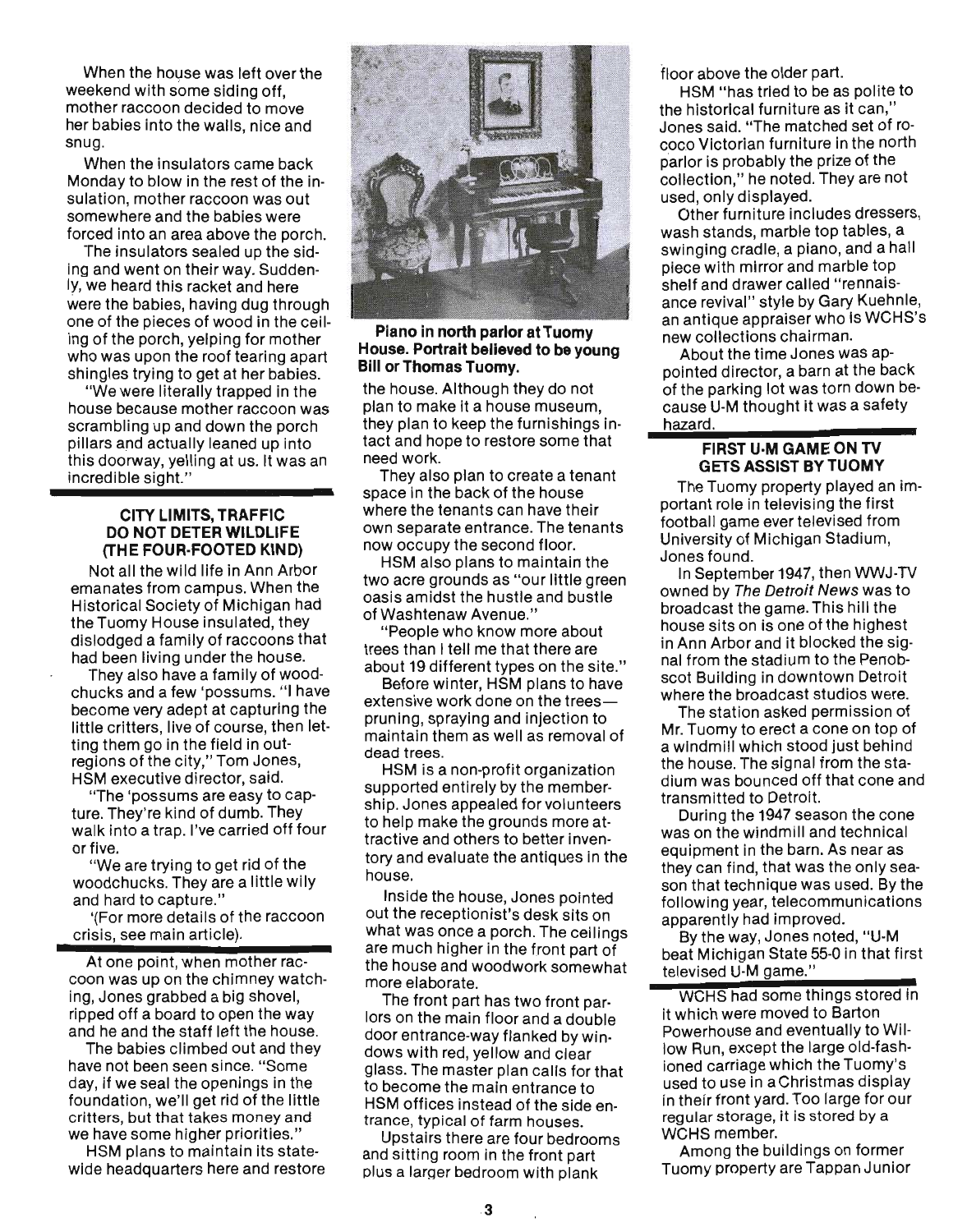When the house was left over the weekend with some siding off, mother raccoon decided to move her babies into the walls, nice and snug.

When the insulators came back Monday to blow in the rest of the insulation, mother raccoon was out somewhere and the babies were forced into an area above the porch.

The insulators sealed up the siding and went on their way. Suddenly, we heard this racket and here were the babies, having dug through one of the pieces of wood in the ceiling of the porch, yelping for mother who was upon the roof tearing apart shingles trying to get at her babies.

"We were literally trapped in the house because mother raccoon was scrambling up and down the porch pillars and actually leaned up into this doorway, yelling at us. It was an incredible sight."

### CITY LIMITS, TRAFFIC DO NOT DETER WILDLIFE (THE FOUR-FOOTED KIND)

Not all the wild life in Ann Arbor emanates from campus. When the Historical Society of Michigan had the Tuomy House insulated, they dislodged a family of raccoons that had been living under the house.

They also have a family of woodchucks and a few 'possums. "I have become very adept at capturing the little critters, live of course, then letting them go in the field in outregions of the city," Tom Jones, HSM executive director, said.

"The 'possums are easy to capture. They're kind of dumb. They walk into a trap. I've carried off four or five.

"We are trying to get rid of the woodchucks. They are a little wily and hard to capture."

'(For more details of the raccoon crisis, see main article).

---

At one point, when mother raccoon was up on the chimney watching, Jones grabbed a big shovel, ripped off a board to open the way and he and the staff left the house.

The babies climbed out and they have not been seen since. "Some day, if we seal the openings in the foundation, we'll get rid of the little critters, but that takes money and we have some higher priorities."

HSM plans to maintain its statewide headquarters here and restore the house. Although they do not plan to make it a house museum, they plan to keep the furnishings intact and hope to restore some that need work.

**Piano in north parlor at Tuomy House. Portrait believed to be young Bill or Thomas Tuomy.**

They also plan to create a tenant space in the back of the house where the tenants can have their own separate entrance. The tenants now occupy the second floor.

HSM also plans to maintain the two acre grounds as "our little green oasis amidst the hustle and bustle of Washtenaw Avenue."

"People who know more about trees than I tell me that there are about 19 different types on the site."

Before winter, HSM plans to have extensive work done on the trees—pruning, spraying and injection to maintain them as well as removal of dead trees.

HSM is a non-profit organization supported entirely by the membership. Jones appealed for volunteers to help make the grounds more attractive and others to better inventory and evaluate the antiques in the house.

Inside the house, Jones pointed out the receptionist's desk sits on what was once a porch. The ceilings are much higher in the front part of the house and woodwork somewhat more elaborate.

The front part has two front parlors on the main floor and a double door entrance-way flanked by windows with red, yellow and clear glass. The master plan calls for that to become the main entrance to HSM offices instead of the side entrance, typical of farm houses.

Upstairs there are four bedrooms and sitting room in the front part plus a larger bedroom with plank floor above the older part.

HSM "has tried to be as polite to the historical furniture as it can," Jones said. "The matched set of rococo Victorian furniture in the north parlor is probably the prize of the collection," he noted. They are not used, only displayed.

Other furniture includes dressers, wash stands, marble top tables, a swinging cradle, a piano, and a hall piece with mirror and marble top shelf and drawer called "rennaisance revival" style by Gary Kuehnle, an antique appraiser who is WCHS's new collections chairman.

About the time Jones was appointed director, a barn at the back of the parking lot was torn down because U-M thought it was a safety hazard.

### FIRST U-M GAME ON TV GETS ASSIST BY TUOMY

The Tuomy property played an important role in televising the first football game ever televised from University of Michigan Stadium, Jones found.

In September 1947, then WWJ-TV owned by *The Detroit News* was to broadcast the game. This hill the house sits on is one of the highest in Ann Arbor and it blocked the signal from the stadium to the Penobscot Building in downtown Detroit where the broadcast studios were.

The station asked permission of Mr. Tuomy to erect a cone on top of a windmill which stood just behind the house. The signal from the stadium was bounced off that cone and transmitted to Detroit.

During the 1947 season the cone was on the windmill and technical equipment in the barn. As near as they can find, that was the only season that technique was used. By the following year, telecommunications apparently had improved.

By the way, Jones noted, "U-M beat Michigan State 55-0 in that first televised U-M game."

---

WCHS had some things stored in it which were moved to Barton Powerhouse and eventually to Willow Run, except the large old-fashioned carriage which the Tuomy's used to use in a Christmas display in their front yard. Too large for our regular storage, it is stored by a WCHS member.

Among the buildings on former Tuomy property are Tappan Junior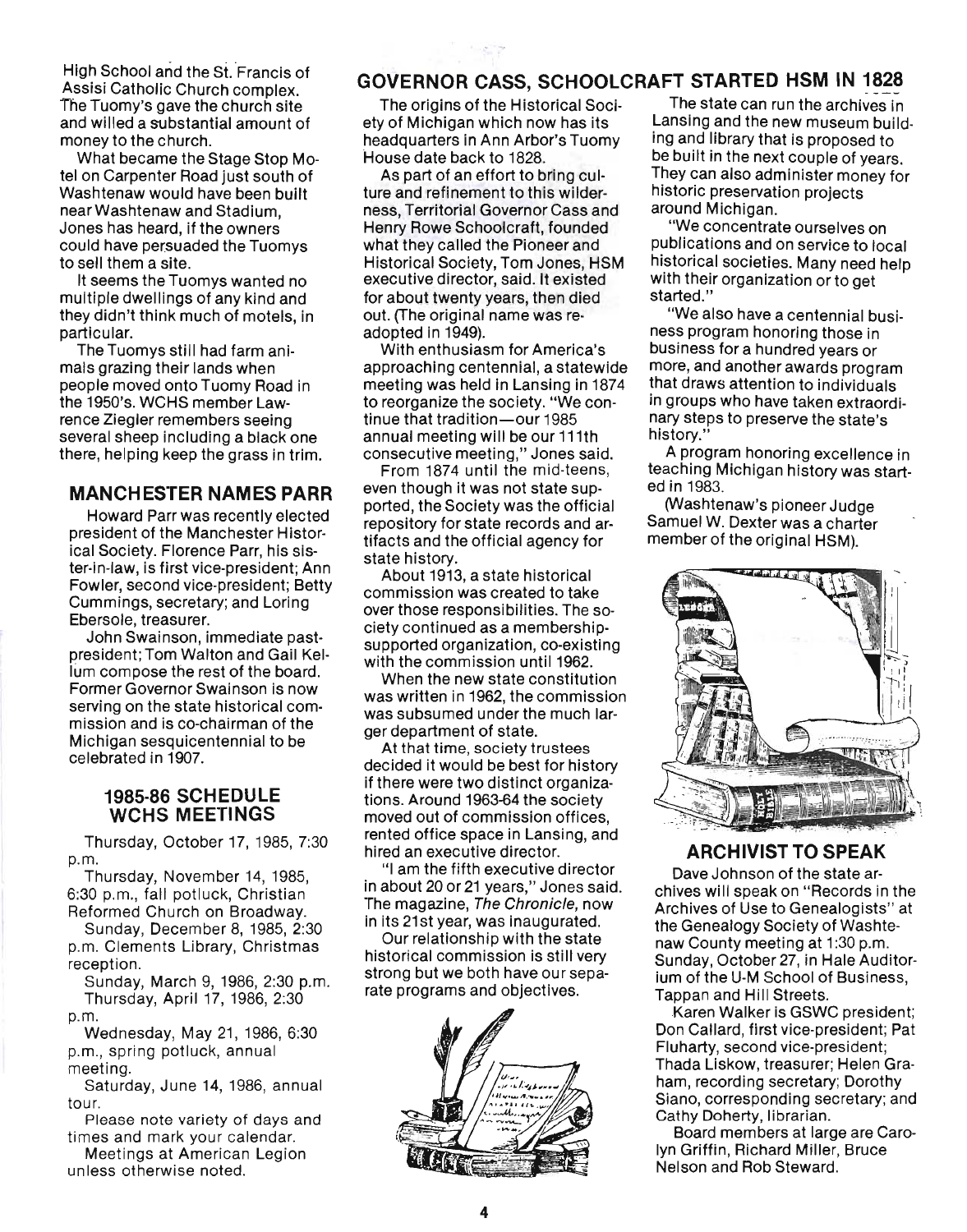High School and the St. Francis of Assisi Catholic Church complex. The Tuomy's gave the church site and willed a substantial amount of money to the church.

What became the Stage Stop Motel on Carpenter Road just south of Washtenaw would have been built near Washtenaw and Stadium, Jones has heard, if the owners could have persuaded the Tuomys to sell them a site.

It seems the Tuomys wanted no multiple dwellings of any kind and they didn't think much of motels, in particular.

The Tuomys still had farm animals grazing their lands when people moved onto Tuomy Road in the 1950's. WCHS member Lawrence Ziegler remembers seeing several sheep including a black one there, helping keep the grass in trim.

## MANCHESTER NAMES PARR

Howard Parr was recently elected president of the Manchester Historical Society. Florence Parr, his sister-in-law, is first vice-president; Ann Fowler, second vice-president; Betty Cummings, secretary; and Loring Ebersole, treasurer.

John Swainson, immediate past-president; Tom Walton and Gail Kellum compose the rest of the board. Former Governor Swainson is now serving on the state historical commission and is co-chairman of the Michigan sesquicentennial to be celebrated in 1907.

### 1985-86 SCHEDULE WCHS MEETINGS

Thursday, October 17, 1985, 7:30 p.m.

Thursday, November 14, 1985, 6:30 p.m., fall potluck, Christian Reformed Church on Broadway.

Sunday, December 8, 1985, 2:30 p.m. Clements Library, Christmas reception.

Sunday, March 9, 1986, 2:30 p.m.

Thursday, April 17, 1986, 2:30 p.m.

Wednesday, May 21, 1986, 6:30 p.m., spring potluck, annual meeting.

Saturday, June 14, 1986, annual tour.

Please note variety of days and times and mark your calendar.

Meetings at American Legion unless otherwise noted.

## GOVERNOR CASS, SCHOOLCRAFT STARTED HSM IN 1828

The origins of the Historical Society of Michigan which now has its headquarters in Ann Arbor's Tuomy House date back to 1828.

As part of an effort to bring culture and refinement to this wilderness, Territorial Governor Cass and Henry Rowe Schoolcraft, founded what they called the Pioneer and Historical Society, Tom Jones, HSM executive director, said. It existed for about twenty years, then died out. (The original name was re-adopted in 1949).

With enthusiasm for America's approaching centennial, a statewide meeting was held in Lansing in 1874 to reorganize the society. "We continue that tradition—our 1985 annual meeting will be our 111th consecutive meeting," Jones said.

From 1874 until the mid-teens, even though it was not state supported, the Society was the official repository for state records and artifacts and the official agency for state history.

About 1913, a state historical commission was created to take over those responsibilities. The society continued as a membership-supported organization, co-existing with the commission until 1962.

When the new state constitution was written in 1962, the commission was subsumed under the much larger department of state.

At that time, society trustees decided it would be best for history if there were two distinct organizations. Around 1963-64 the society moved out of commission offices, rented office space in Lansing, and hired an executive director.

"I am the fifth executive director in about 20 or 21 years," Jones said. The magazine, *The Chronicle*, now in its 21st year, was inaugurated.

Our relationship with the state historical commission is still very strong but we both have our separate programs and objectives.

The state can run the archives in Lansing and the new museum building and library that is proposed to be built in the next couple of years. They can also administer money for historic preservation projects around Michigan.

"We concentrate ourselves on publications and on service to local historical societies. Many need help with their organization or to get started."

"We also have a centennial business program honoring those in business for a hundred years or more, and another awards program that draws attention to individuals in groups who have taken extraordinary steps to preserve the state's history."

A program honoring excellence in teaching Michigan history was started in 1983.

(Washtenaw's pioneer Judge Samuel W. Dexter was a charter member of the original HSM).

## ARCHIVIST TO SPEAK

Dave Johnson of the state archives will speak on "Records in the Archives of Use to Genealogists" at the Genealogy Society of Washtenaw County meeting at 1:30 p.m. Sunday, October 27, in Hale Auditorium of the U-M School of Business, Tappan and Hill Streets.

Karen Walker is GSWC president; Don Callard, first vice-president; Pat Fluharty, second vice-president; Thada Liskow, treasurer; Helen Graham, recording secretary; Dorothy Siano, corresponding secretary; and Cathy Doherty, librarian.

Board members at large are Carolyn Griffin, Richard Miller, Bruce Nelson and Rob Steward.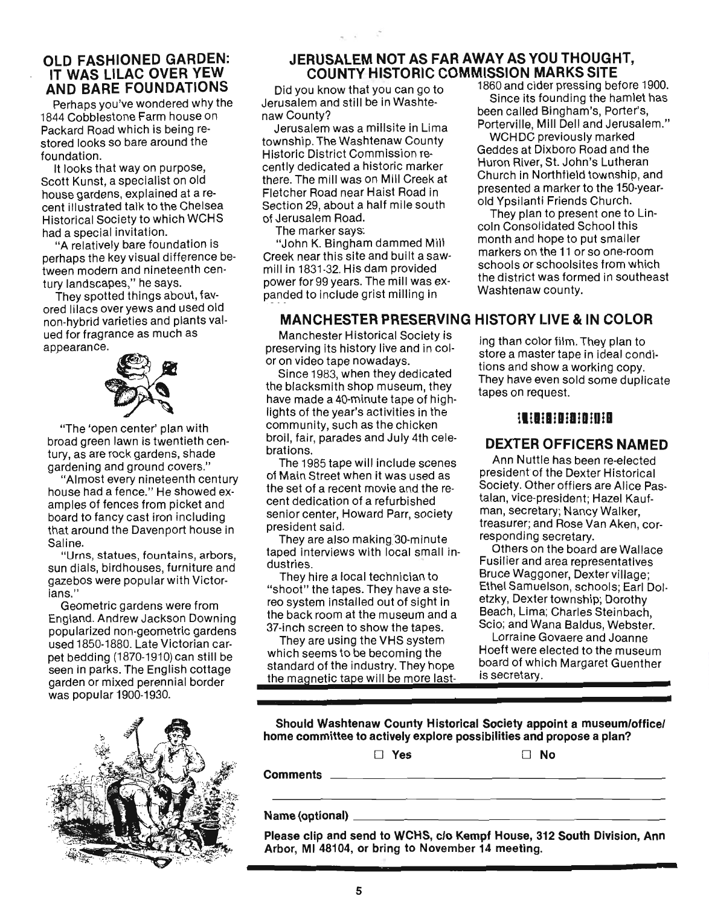## OLD FASHIONED GARDEN: IT WAS LILAC OVER YEW AND BARE FOUNDATIONS

Perhaps you've wondered why the 1844 Cobblestone Farm house on Packard Road which is being restored looks so bare around the foundation.

It looks that way on purpose, Scott Kunst, a specialist on old house gardens, explained at a recent illustrated talk to the Chelsea Historical Society to which WCHS had a special invitation.

"A relatively bare foundation is perhaps the key visual difference between modern and nineteenth century landscapes," he says.

They spotted things about, favored lilacs over yews and used old non-hybrid varieties and plants valued for fragrance as much as appearance.

"The 'open center' plan with broad green lawn is twentieth century, as are rock gardens, shade gardening and ground covers."

"Almost every nineteenth century house had a fence." He showed examples of fences from picket and board to fancy cast iron including that around the Davenport house in Saline.

"Urns, statues, fountains, arbors, sun dials, birdhouses, furniture and gazebos were popular with Victorians."

Geometric gardens were from England. Andrew Jackson Downing popularized non-geometric gardens used 1850-1880. Late Victorian carpet bedding (1870-1910) can still be seen in parks. The English cottage garden or mixed perennial border was popular 1900-1930.

## JERUSALEM NOT AS FAR AWAY AS YOU THOUGHT, COUNTY HISTORIC COMMISSION MARKS SITE

Did you know that you can go to Jerusalem and still be in Washtenaw County?

Jerusalem was a millsite in Lima township. The Washtenaw County Historic District Commission recently dedicated a historic marker there. The mill was on Mill Creek at Fletcher Road near Haist Road in Section 29, about a half mile south of Jerusalem Road.

The marker says:

"John K. Bingham dammed Mill Creek near this site and built a sawmill in 1831-32. His dam provided power for 99 years. The mill was expanded to include grist milling in 1860 and cider pressing before 1900.

Since its founding the hamlet has been called Bingham's, Porter's, Porterville, Mill Dell and Jerusalem."

WCHDC previously marked Geddes at Dixboro Road and the Huron River, St. John's Lutheran Church in Northfield township, and presented a marker to the 150-year-old Ypsilanti Friends Church.

They plan to present one to Lincoln Consolidated School this month and hope to put smaller markers on the 11 or so one-room schools or schoolsites from which the district was formed in southeast Washtenaw county.

## MANCHESTER PRESERVING HISTORY LIVE & IN COLOR

Manchester Historical Society is preserving its history live and in color on video tape nowadays.

Since 1983, when they dedicated the blacksmith shop museum, they have made a 40-minute tape of highlights of the year's activities in the community, such as the chicken broil, fair, parades and July 4th celebrations.

The 1985 tape will include scenes of Main Street when it was used as the set of a recent movie and the recent dedication of a refurbished senior center, Howard Parr, society president said.

They are also making 30-minute taped interviews with local small industries.

They hire a local technician to "shoot" the tapes. They have a stereo system installed out of sight in the back room at the museum and a 37-inch screen to show the tapes.

They are using the VHS system which seems to be becoming the standard of the industry. They hope the magnetic tape will be more lasting than color film. They plan to store a master tape in ideal conditions and show a working copy. They have even sold some duplicate tapes on request.

## DEXTER OFFICERS NAMED

Ann Nuttle has been re-elected president of the Dexter Historical Society. Other offiers are Alice Pastalan, vice-president; Hazel Kaufman, secretary; Nancy Walker, treasurer; and Rose Van Aken, corresponding secretary.

Others on the board are Wallace Fusilier and area representatives Bruce Waggoner, Dexter village; Ethel Samuelson, schools; Earl Doletzky, Dexter township; Dorothy Beach, Lima; Charles Steinbach, Scio; and Wana Baldus, Webster.

Lorraine Govaere and Joanne Hoeft were elected to the museum board of which Margaret Guenther is secretary.

---

**Should Washtenaw County Historical Society appoint a museum/office/home committee to actively explore possibilities and propose a plan?**

☐ **Yes** ☐ **No**

**Comments** ______________________________________________

______________________________________________

**Name (optional)** ______________________________________________

**Please clip and send to WCHS, c/o Kempf House, 312 South Division, Ann Arbor, MI 48104, or bring to November 14 meeting.**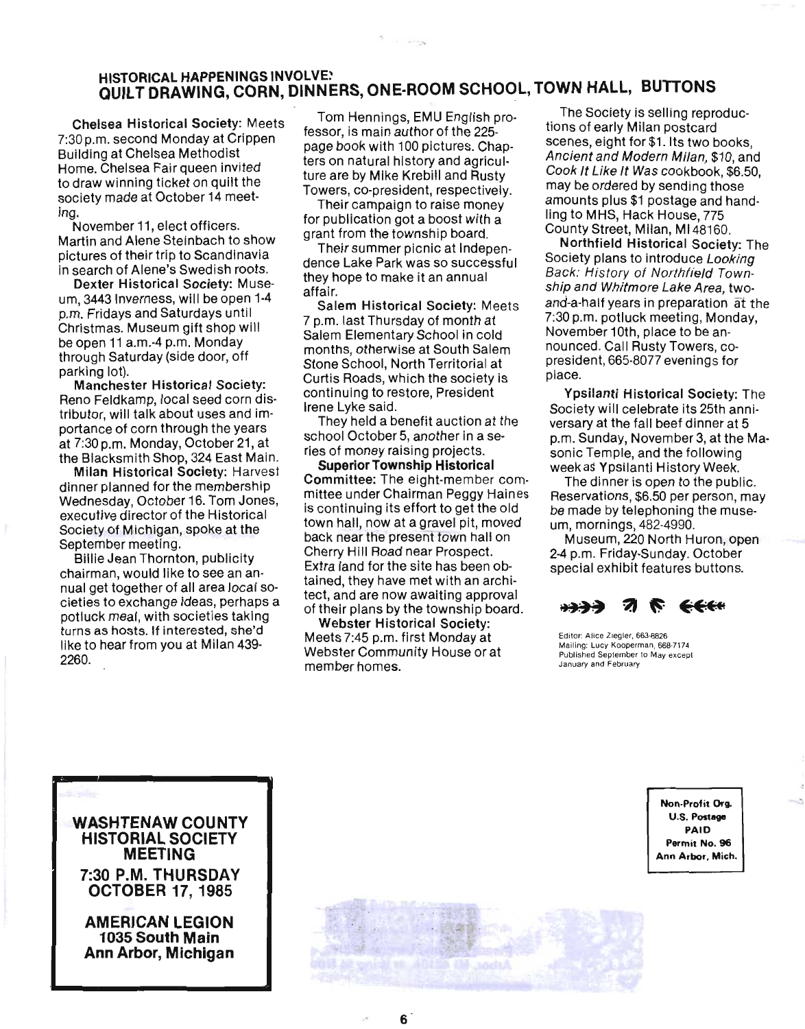## HISTORICAL HAPPENINGS INVOLVE: QUILT DRAWING, CORN, DINNERS, ONE-ROOM SCHOOL, TOWN HALL, BUTTONS

**Chelsea Historical Society:** Meets 7:30 p.m. second Monday at Crippen Building at Chelsea Methodist Home. Chelsea Fair queen invited to draw winning ticket on quilt the society made at October 14 meeting.

November 11, elect officers. Martin and Alene Steinbach to show pictures of their trip to Scandinavia in search of Alene's Swedish roots.

**Dexter Historical Society:** Museum, 3443 Inverness, will be open 1-4 p.m. Fridays and Saturdays until Christmas. Museum gift shop will be open 11 a.m.-4 p.m. Monday through Saturday (side door, off parking lot).

**Manchester Historical Society:** Reno Feldkamp, local seed corn distributor, will talk about uses and importance of corn through the years at 7:30 p.m. Monday, October 21, at the Blacksmith Shop, 324 East Main.

**Milan Historical Society:** Harvest dinner planned for the membership Wednesday, October 16. Tom Jones, executive director of the Historical Society of Michigan, spoke at the September meeting.

Billie Jean Thornton, publicity chairman, would like to see an annual get together of all area local societies to exchange ideas, perhaps a potluck meal, with societies taking turns as hosts. If interested, she'd like to hear from you at Milan 439-2260.

The Society is selling reproductions of early Milan postcard scenes, eight for $1. Its two books, *Ancient and Modern Milan*, $10, and *Cook It Like It Was* cookbook, $6.50, may be ordered by sending those amounts plus $1 postage and handling to MHS, Hack House, 775 County Street, Milan, MI 48160.

**Northfield Historical Society:** The Society plans to introduce *Looking Back: History of Northfield Township and Whitmore Lake Area*, two-and-a-half years in preparation at the 7:30 p.m. potluck meeting, Monday, November 10th, place to be announced. Call Rusty Towers, co-president, 665-8077 evenings for place.

Tom Hennings, EMU English professor, is main author of the 225-page book with 100 pictures. Chapters on natural history and agriculture are by Mike Krebill and Rusty Towers, co-president, respectively.

Their campaign to raise money for publication got a boost with a grant from the township board.

Their summer picnic at Independence Lake Park was so successful they hope to make it an annual affair.

**Salem Historical Society:** Meets 7 p.m. last Thursday of month at Salem Elementary School in cold months, otherwise at South Salem Stone School, North Territorial at Curtis Roads, which the society is continuing to restore, President Irene Lyke said.

They held a benefit auction at the school October 5, another in a series of money raising projects.

**Superior Township Historical Committee:** The eight-member committee under Chairman Peggy Haines is continuing its effort to get the old town hall, now at a gravel pit, moved back near the present town hall on Cherry Hill Road near Prospect. Extra land for the site has been obtained, they have met with an architect, and are now awaiting approval of their plans by the township board.

**Webster Historical Society:** Meets 7:45 p.m. first Monday at Webster Community House or at member homes.

**Ypsilanti Historical Society:** The Society will celebrate its 25th anniversary at the fall beef dinner at 5 p.m. Sunday, November 3, at the Masonic Temple, and the following week as Ypsilanti History Week.

The dinner is open to the public. Reservations, $6.50 per person, may be made by telephoning the museum, mornings, 482-4990.

Museum, 220 North Huron, open 2-4 p.m. Friday-Sunday. October special exhibit features buttons.

Editor: Alice Ziegler, 663-8826
Mailing: Lucy Kooperman, 668-7174
Published September to May except January and February

**WASHTENAW COUNTY HISTORIAL SOCIETY MEETING**

**7:30 P.M. THURSDAY OCTOBER 17, 1985**

**AMERICAN LEGION**
**1035 South Main**
**Ann Arbor, Michigan**

Non-Profit Org.
U.S. Postage
PAID
Permit No. 96
Ann Arbor, Mich.